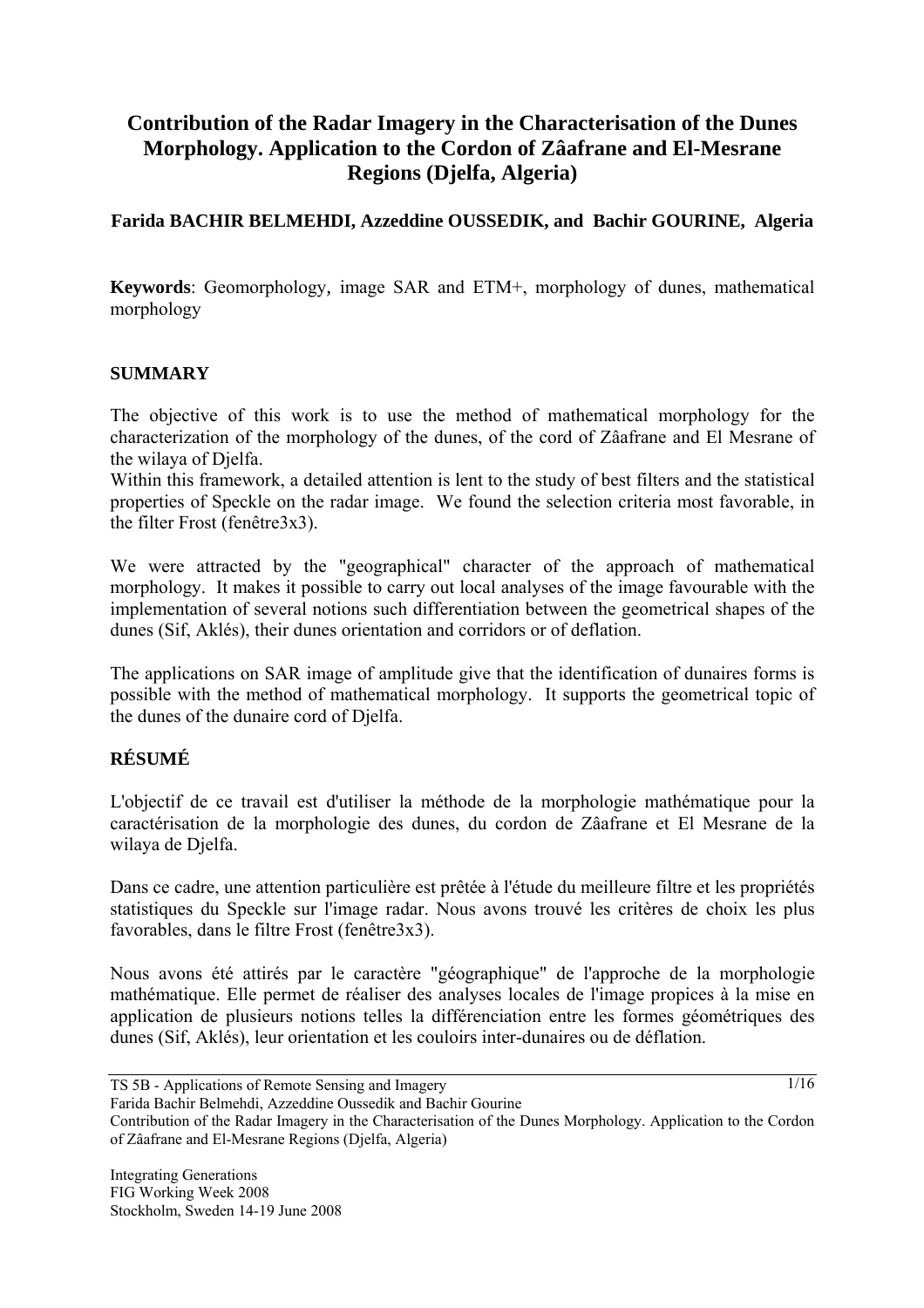# Contribution of the Radar Imagery in the Characterisation of the Dunes Morphology. Application to the Cordon of Zâafrane and El-Mesrane Regions (Djelfa, Algeria)

**Farida BACHIR BELMEHDI, Azzeddine OUSSEDIK, and Bachir GOURINE, Algeria**

**Keywords**: Geomorphology, image SAR and ETM+, morphology of dunes, mathematical morphology

## SUMMARY

The objective of this work is to use the method of mathematical morphology for the characterization of the morphology of the dunes, of the cord of Zâafrane and El Mesrane of the wilaya of Djelfa.
Within this framework, a detailed attention is lent to the study of best filters and the statistical properties of Speckle on the radar image. We found the selection criteria most favorable, in the filter Frost (fenêtre3x3).

We were attracted by the "geographical" character of the approach of mathematical morphology. It makes it possible to carry out local analyses of the image favourable with the implementation of several notions such differentiation between the geometrical shapes of the dunes (Sif, Aklés), their dunes orientation and corridors or of deflation.

The applications on SAR image of amplitude give that the identification of dunaires forms is possible with the method of mathematical morphology. It supports the geometrical topic of the dunes of the dunaire cord of Djelfa.

## RÉSUMÉ

L'objectif de ce travail est d'utiliser la méthode de la morphologie mathématique pour la caractérisation de la morphologie des dunes, du cordon de Zâafrane et El Mesrane de la wilaya de Djelfa.

Dans ce cadre, une attention particulière est prêtée à l'étude du meilleure filtre et les propriétés statistiques du Speckle sur l'image radar. Nous avons trouvé les critères de choix les plus favorables, dans le filtre Frost (fenêtre3x3).

Nous avons été attirés par le caractère "géographique" de l'approche de la morphologie mathématique. Elle permet de réaliser des analyses locales de l'image propices à la mise en application de plusieurs notions telles la différenciation entre les formes géométriques des dunes (Sif, Aklés), leur orientation et les couloirs inter-dunaires ou de déflation.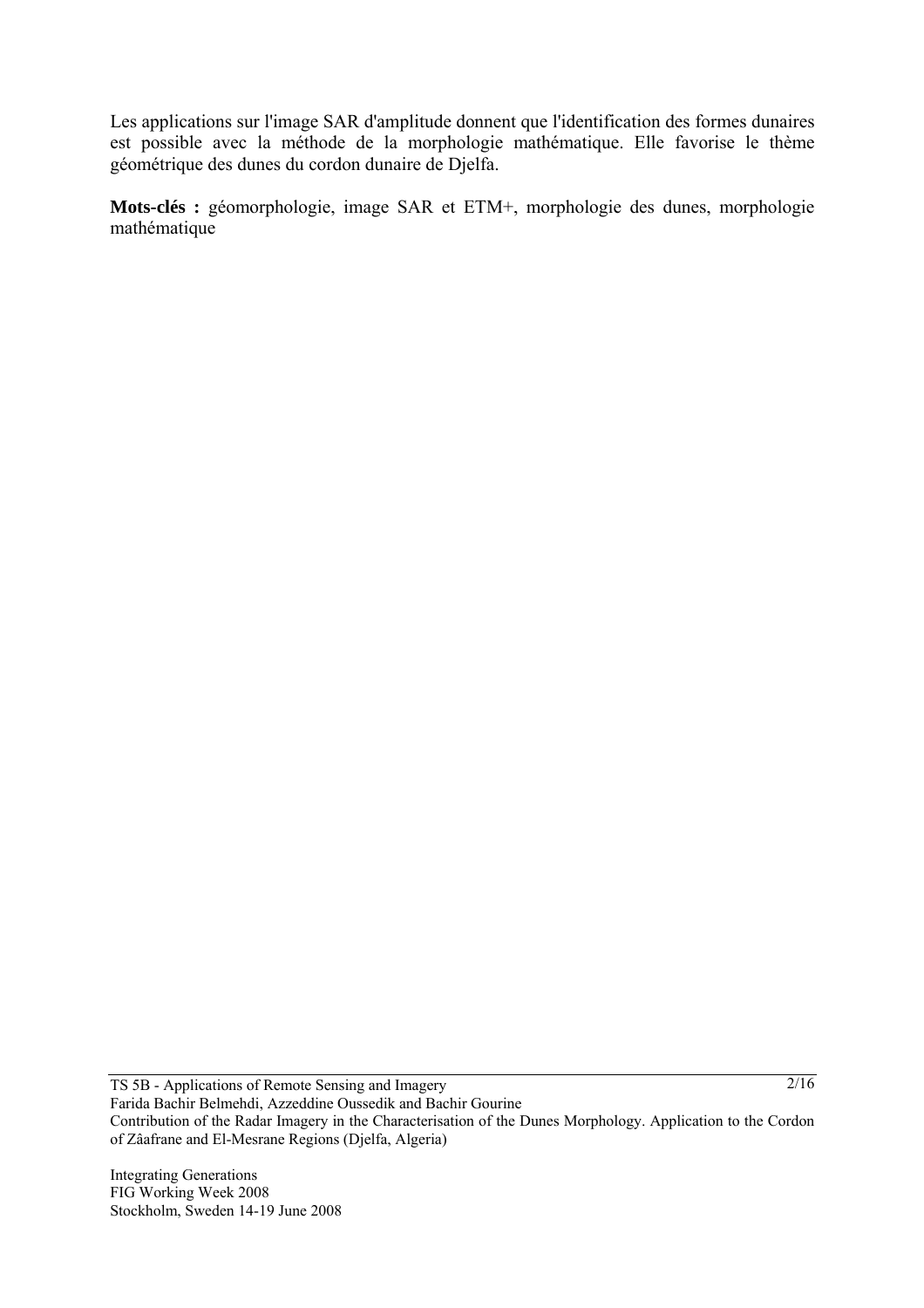Les applications sur l'image SAR d'amplitude donnent que l'identification des formes dunaires est possible avec la méthode de la morphologie mathématique. Elle favorise le thème géométrique des dunes du cordon dunaire de Djelfa.

**Mots-clés :** géomorphologie, image SAR et ETM+, morphologie des dunes, morphologie mathématique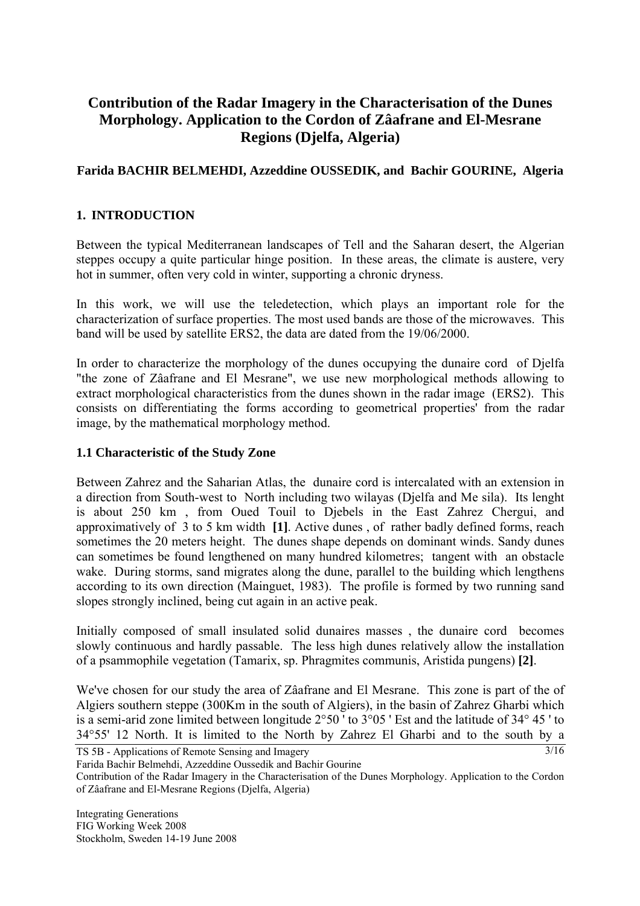# Contribution of the Radar Imagery in the Characterisation of the Dunes Morphology. Application to the Cordon of Zâafrane and El-Mesrane Regions (Djelfa, Algeria)

**Farida BACHIR BELMEHDI, Azzeddine OUSSEDIK, and Bachir GOURINE, Algeria**

## 1. INTRODUCTION

Between the typical Mediterranean landscapes of Tell and the Saharan desert, the Algerian steppes occupy a quite particular hinge position. In these areas, the climate is austere, very hot in summer, often very cold in winter, supporting a chronic dryness.

In this work, we will use the teledetection, which plays an important role for the characterization of surface properties. The most used bands are those of the microwaves. This band will be used by satellite ERS2, the data are dated from the 19/06/2000.

In order to characterize the morphology of the dunes occupying the dunaire cord of Djelfa "the zone of Zâafrane and El Mesrane", we use new morphological methods allowing to extract morphological characteristics from the dunes shown in the radar image (ERS2). This consists on differentiating the forms according to geometrical properties' from the radar image, by the mathematical morphology method.

### 1.1 Characteristic of the Study Zone

Between Zahrez and the Saharian Atlas, the dunaire cord is intercalated with an extension in a direction from South-west to North including two wilayas (Djelfa and Me sila). Its lenght is about 250 km , from Oued Touil to Djebels in the East Zahrez Chergui, and approximatively of 3 to 5 km width **[1]**. Active dunes , of rather badly defined forms, reach sometimes the 20 meters height. The dunes shape depends on dominant winds. Sandy dunes can sometimes be found lengthened on many hundred kilometres; tangent with an obstacle wake. During storms, sand migrates along the dune, parallel to the building which lengthens according to its own direction (Mainguet, 1983). The profile is formed by two running sand slopes strongly inclined, being cut again in an active peak.

Initially composed of small insulated solid dunaires masses , the dunaire cord becomes slowly continuous and hardly passable. The less high dunes relatively allow the installation of a psammophile vegetation (Tamarix, sp. Phragmites communis, Aristida pungens) **[2]**.

We've chosen for our study the area of Zâafrane and El Mesrane. This zone is part of the of Algiers southern steppe (300Km in the south of Algiers), in the basin of Zahrez Gharbi which is a semi-arid zone limited between longitude 2°50 ' to 3°05 ' Est and the latitude of 34° 45 ' to 34°55' 12 North. It is limited to the North by Zahrez El Gharbi and to the south by a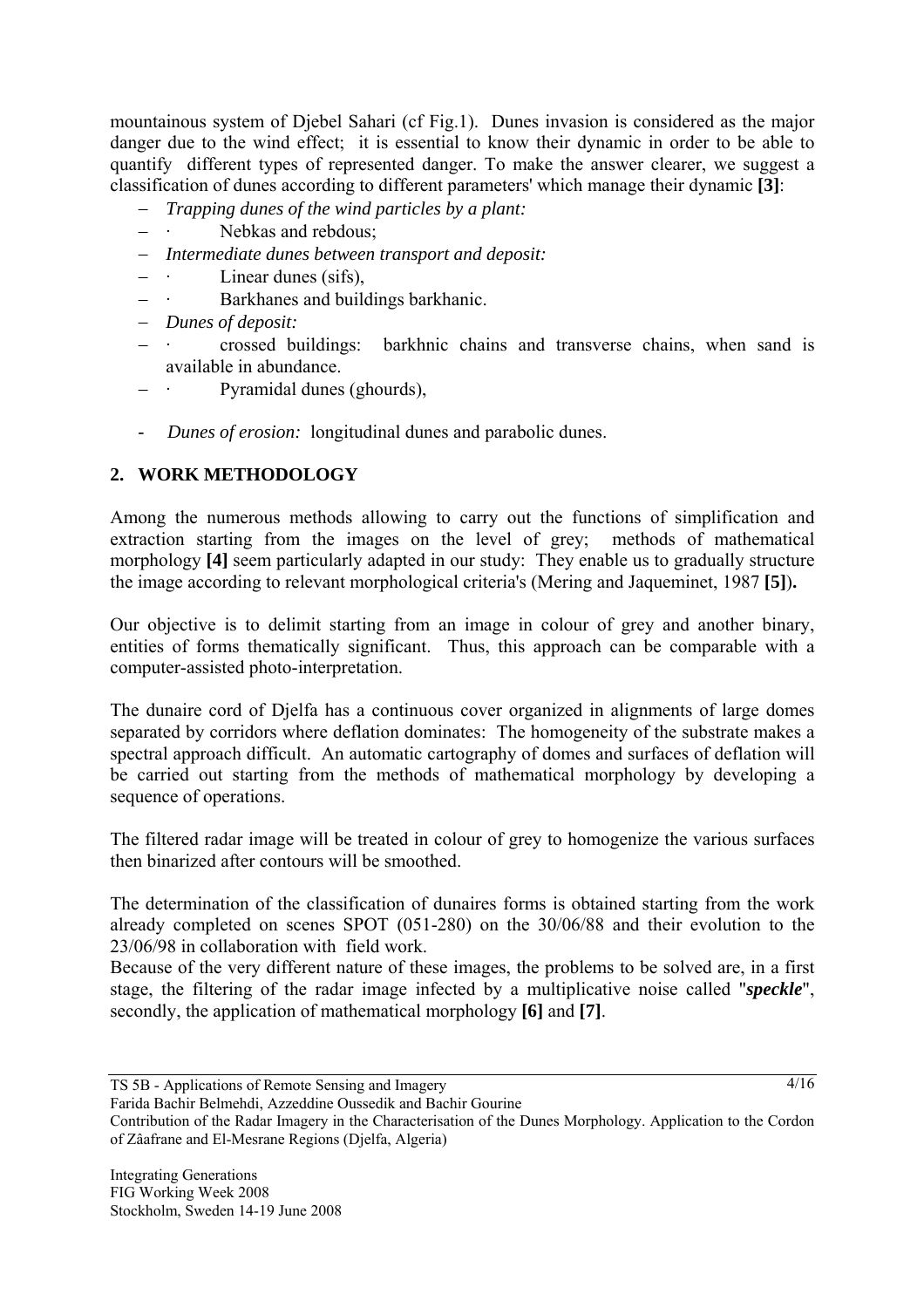mountainous system of Djebel Sahari (cf Fig.1). Dunes invasion is considered as the major danger due to the wind effect; it is essential to know their dynamic in order to be able to quantify different types of represented danger. To make the answer clearer, we suggest a classification of dunes according to different parameters' which manage their dynamic **[3]**:

- *Trapping dunes of the wind particles by a plant:*
- · Nebkas and rebdous;
- *Intermediate dunes between transport and deposit:*
- · Linear dunes (sifs),
- · Barkhanes and buildings barkhanic.
- *Dunes of deposit:*
- · crossed buildings: barkhnic chains and transverse chains, when sand is available in abundance.
- · Pyramidal dunes (ghourds),

- *Dunes of erosion:* longitudinal dunes and parabolic dunes.

## 2. WORK METHODOLOGY

Among the numerous methods allowing to carry out the functions of simplification and extraction starting from the images on the level of grey; methods of mathematical morphology **[4]** seem particularly adapted in our study: They enable us to gradually structure the image according to relevant morphological criteria's (Mering and Jaqueminet, 1987 **[5]**).

Our objective is to delimit starting from an image in colour of grey and another binary, entities of forms thematically significant. Thus, this approach can be comparable with a computer-assisted photo-interpretation.

The dunaire cord of Djelfa has a continuous cover organized in alignments of large domes separated by corridors where deflation dominates: The homogeneity of the substrate makes a spectral approach difficult. An automatic cartography of domes and surfaces of deflation will be carried out starting from the methods of mathematical morphology by developing a sequence of operations.

The filtered radar image will be treated in colour of grey to homogenize the various surfaces then binarized after contours will be smoothed.

The determination of the classification of dunaires forms is obtained starting from the work already completed on scenes SPOT (051-280) on the 30/06/88 and their evolution to the 23/06/98 in collaboration with field work.
Because of the very different nature of these images, the problems to be solved are, in a first stage, the filtering of the radar image infected by a multiplicative noise called "***speckle***", secondly, the application of mathematical morphology **[6]** and **[7]**.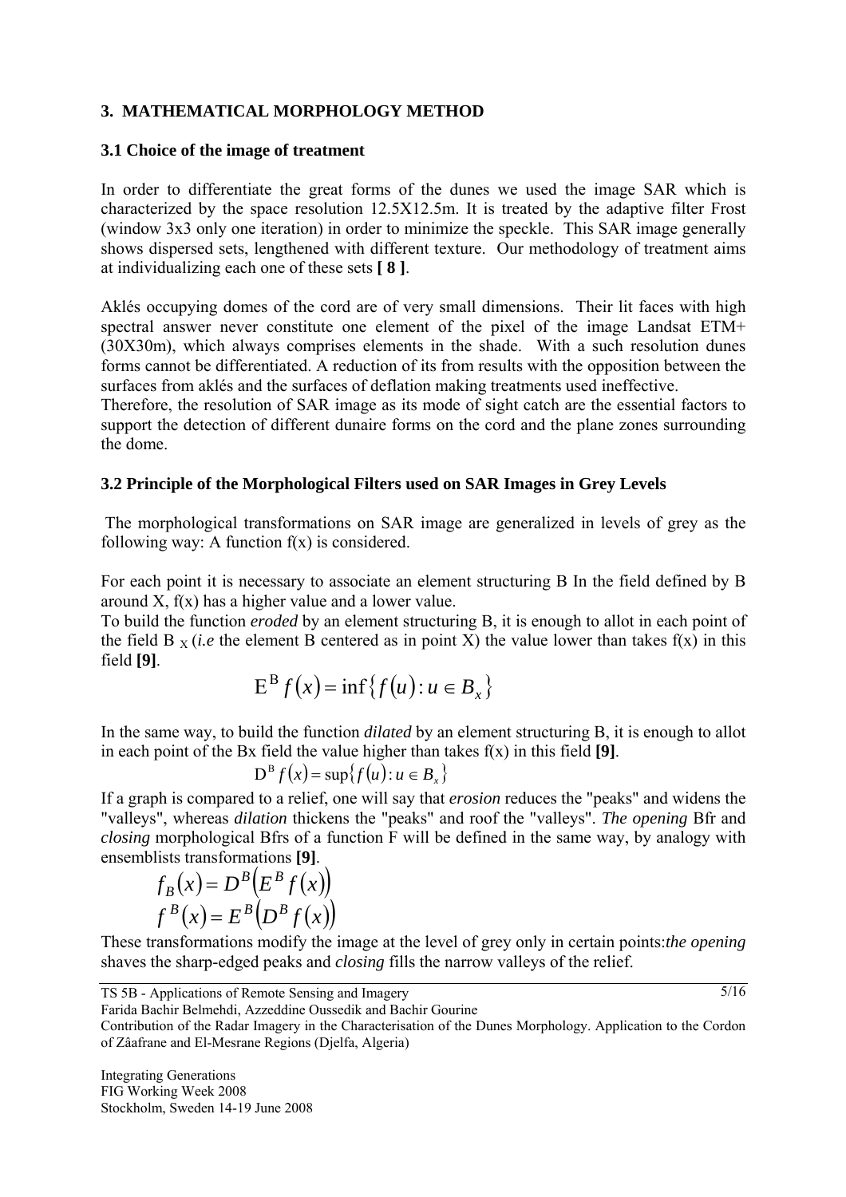## 3. MATHEMATICAL MORPHOLOGY METHOD

### 3.1 Choice of the image of treatment

In order to differentiate the great forms of the dunes we used the image SAR which is characterized by the space resolution 12.5X12.5m. It is treated by the adaptive filter Frost (window 3x3 only one iteration) in order to minimize the speckle. This SAR image generally shows dispersed sets, lengthened with different texture. Our methodology of treatment aims at individualizing each one of these sets **[ 8 ]**.

Aklés occupying domes of the cord are of very small dimensions. Their lit faces with high spectral answer never constitute one element of the pixel of the image Landsat ETM+ (30X30m), which always comprises elements in the shade. With a such resolution dunes forms cannot be differentiated. A reduction of its from results with the opposition between the surfaces from aklés and the surfaces of deflation making treatments used ineffective.
Therefore, the resolution of SAR image as its mode of sight catch are the essential factors to support the detection of different dunaire forms on the cord and the plane zones surrounding the dome.

### 3.2 Principle of the Morphological Filters used on SAR Images in Grey Levels

The morphological transformations on SAR image are generalized in levels of grey as the following way: A function f(x) is considered.

For each point it is necessary to associate an element structuring B In the field defined by B around X, f(x) has a higher value and a lower value.
To build the function *eroded* by an element structuring B, it is enough to allot in each point of the field $B_X$ (*i.e* the element B centered as in point X) the value lower than takes f(x) in this field **[9]**.

$$E^B f(x) = \inf\{f(u) : u \in B_x\}$$

In the same way, to build the function *dilated* by an element structuring B, it is enough to allot in each point of the Bx field the value higher than takes f(x) in this field **[9]**.

$$D^B f(x) = \sup\{f(u) : u \in B_x\}$$

If a graph is compared to a relief, one will say that *erosion* reduces the "peaks" and widens the "valleys", whereas *dilation* thickens the "peaks" and roof the "valleys". *The opening* Bfr and *closing* morphological Bfrs of a function F will be defined in the same way, by analogy with ensemblists transformations **[9]**.

$$f_B(x) = D^B\left(E^B f(x)\right)$$

$$f^B(x) = E^B\left(D^B f(x)\right)$$

These transformations modify the image at the level of grey only in certain points:*the opening* shaves the sharp-edged peaks and *closing* fills the narrow valleys of the relief.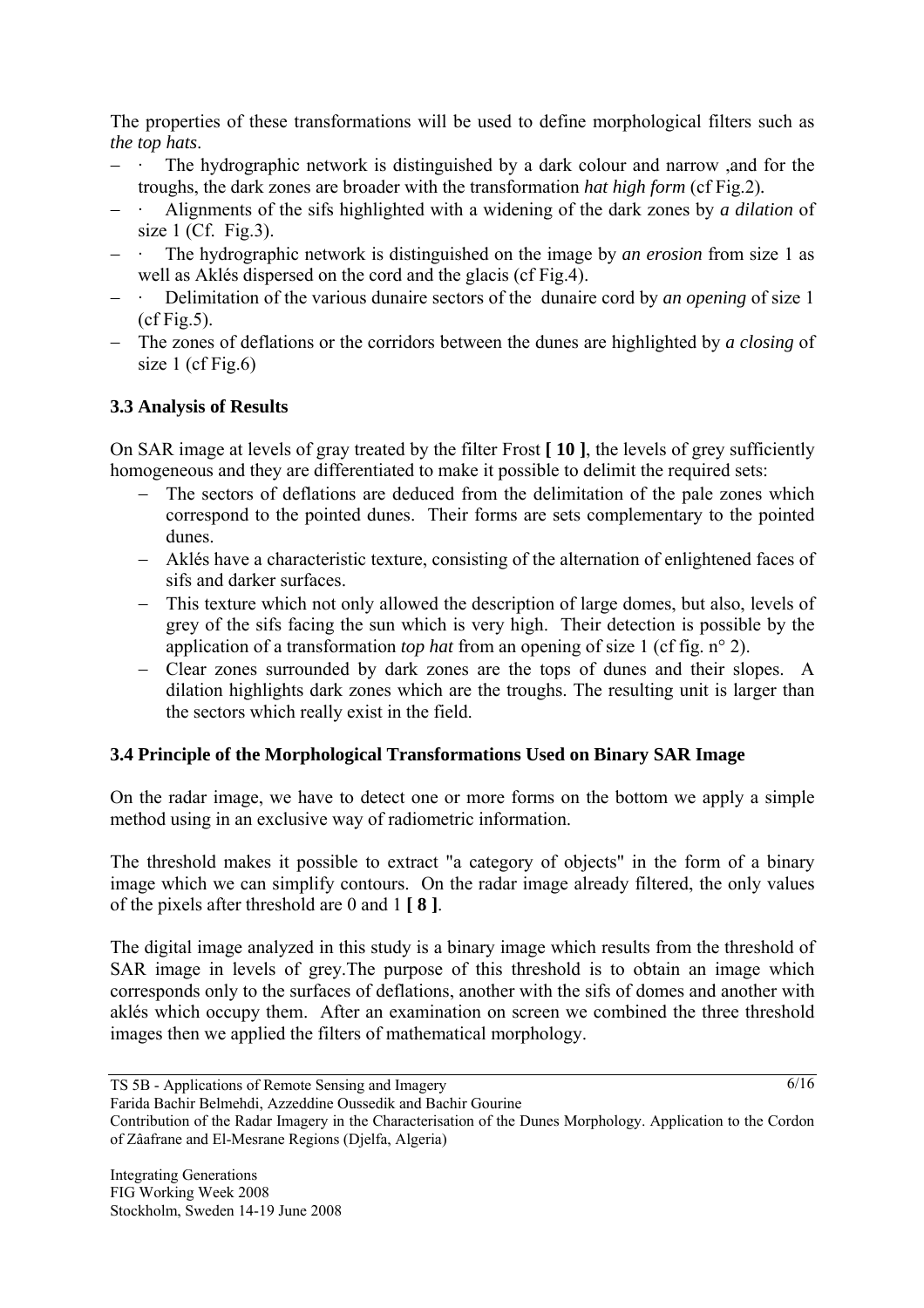The properties of these transformations will be used to define morphological filters such as *the top hats*.

- · The hydrographic network is distinguished by a dark colour and narrow ,and for the troughs, the dark zones are broader with the transformation *hat high form* (cf Fig.2).
- · Alignments of the sifs highlighted with a widening of the dark zones by *a dilation* of size 1 (Cf. Fig.3).
- · The hydrographic network is distinguished on the image by *an erosion* from size 1 as well as Aklés dispersed on the cord and the glacis (cf Fig.4).
- · Delimitation of the various dunaire sectors of the dunaire cord by *an opening* of size 1 (cf Fig.5).
- The zones of deflations or the corridors between the dunes are highlighted by *a closing* of size 1 (cf Fig.6)

### 3.3 Analysis of Results

On SAR image at levels of gray treated by the filter Frost **[ 10 ]**, the levels of grey sufficiently homogeneous and they are differentiated to make it possible to delimit the required sets:

- The sectors of deflations are deduced from the delimitation of the pale zones which correspond to the pointed dunes. Their forms are sets complementary to the pointed dunes.
- Aklés have a characteristic texture, consisting of the alternation of enlightened faces of sifs and darker surfaces.
- This texture which not only allowed the description of large domes, but also, levels of grey of the sifs facing the sun which is very high. Their detection is possible by the application of a transformation *top hat* from an opening of size 1 (cf fig. n° 2).
- Clear zones surrounded by dark zones are the tops of dunes and their slopes. A dilation highlights dark zones which are the troughs. The resulting unit is larger than the sectors which really exist in the field.

### 3.4 Principle of the Morphological Transformations Used on Binary SAR Image

On the radar image, we have to detect one or more forms on the bottom we apply a simple method using in an exclusive way of radiometric information.

The threshold makes it possible to extract "a category of objects" in the form of a binary image which we can simplify contours. On the radar image already filtered, the only values of the pixels after threshold are 0 and 1 **[ 8 ]**.

The digital image analyzed in this study is a binary image which results from the threshold of SAR image in levels of grey.The purpose of this threshold is to obtain an image which corresponds only to the surfaces of deflations, another with the sifs of domes and another with aklés which occupy them. After an examination on screen we combined the three threshold images then we applied the filters of mathematical morphology.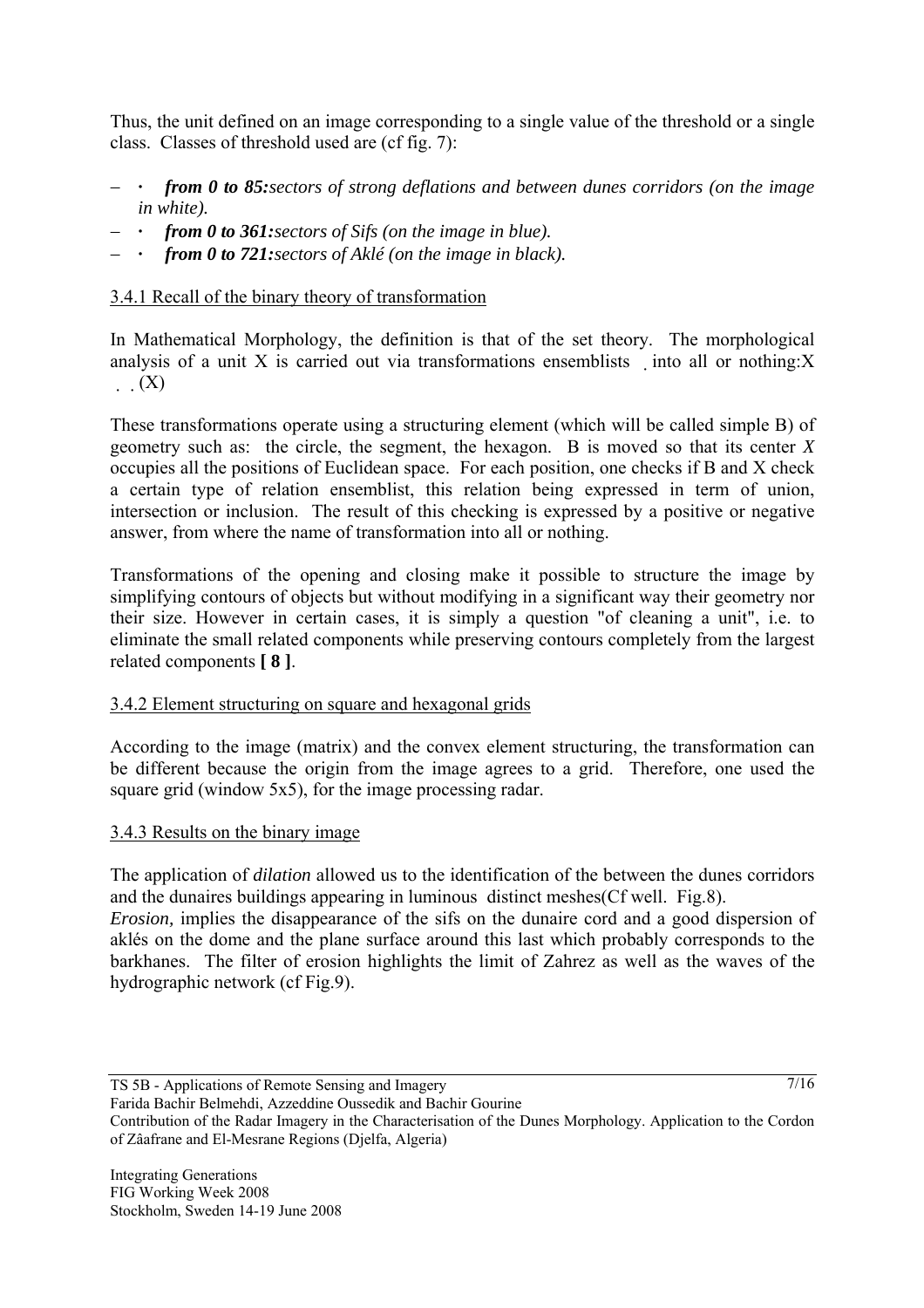Thus, the unit defined on an image corresponding to a single value of the threshold or a single class. Classes of threshold used are (cf fig. 7):

- *from 0 to 85:sectors of strong deflations and between dunes corridors (on the image in white).*
- *from 0 to 361:sectors of Sifs (on the image in blue).*
- *from 0 to 721:sectors of Aklé (on the image in black).*

3.4.1 Recall of the binary theory of transformation

In Mathematical Morphology, the definition is that of the set theory. The morphological analysis of a unit X is carried out via transformations ensemblists into all or nothing:X (X)

These transformations operate using a structuring element (which will be called simple B) of geometry such as: the circle, the segment, the hexagon. B is moved so that its center *X* occupies all the positions of Euclidean space. For each position, one checks if B and X check a certain type of relation ensemblist, this relation being expressed in term of union, intersection or inclusion. The result of this checking is expressed by a positive or negative answer, from where the name of transformation into all or nothing.

Transformations of the opening and closing make it possible to structure the image by simplifying contours of objects but without modifying in a significant way their geometry nor their size. However in certain cases, it is simply a question "of cleaning a unit", i.e. to eliminate the small related components while preserving contours completely from the largest related components **[ 8 ]**.

3.4.2 Element structuring on square and hexagonal grids

According to the image (matrix) and the convex element structuring, the transformation can be different because the origin from the image agrees to a grid. Therefore, one used the square grid (window 5x5), for the image processing radar.

3.4.3 Results on the binary image

The application of *dilation* allowed us to the identification of the between the dunes corridors and the dunaires buildings appearing in luminous distinct meshes(Cf well. Fig.8).
*Erosion,* implies the disappearance of the sifs on the dunaire cord and a good dispersion of aklés on the dome and the plane surface around this last which probably corresponds to the barkhanes. The filter of erosion highlights the limit of Zahrez as well as the waves of the hydrographic network (cf Fig.9).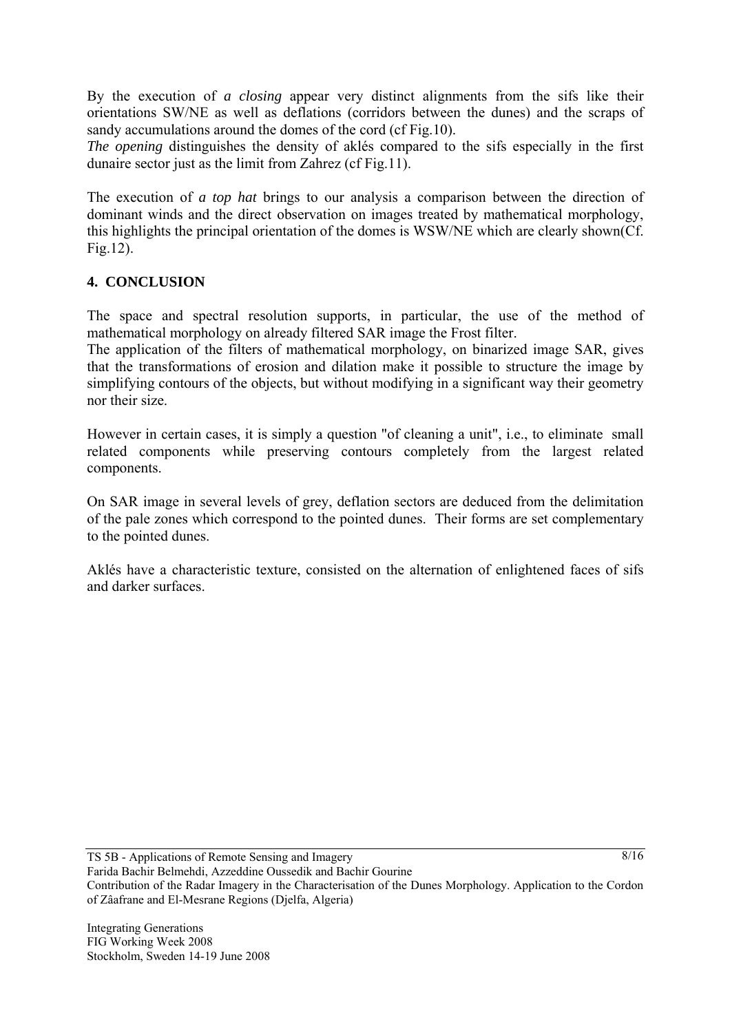By the execution of *a closing* appear very distinct alignments from the sifs like their orientations SW/NE as well as deflations (corridors between the dunes) and the scraps of sandy accumulations around the domes of the cord (cf Fig.10).
*The opening* distinguishes the density of aklés compared to the sifs especially in the first dunaire sector just as the limit from Zahrez (cf Fig.11).

The execution of *a top hat* brings to our analysis a comparison between the direction of dominant winds and the direct observation on images treated by mathematical morphology, this highlights the principal orientation of the domes is WSW/NE which are clearly shown(Cf. Fig.12).

## 4. CONCLUSION

The space and spectral resolution supports, in particular, the use of the method of mathematical morphology on already filtered SAR image the Frost filter.
The application of the filters of mathematical morphology, on binarized image SAR, gives that the transformations of erosion and dilation make it possible to structure the image by simplifying contours of the objects, but without modifying in a significant way their geometry nor their size.

However in certain cases, it is simply a question "of cleaning a unit", i.e., to eliminate small related components while preserving contours completely from the largest related components.

On SAR image in several levels of grey, deflation sectors are deduced from the delimitation of the pale zones which correspond to the pointed dunes. Their forms are set complementary to the pointed dunes.

Aklés have a characteristic texture, consisted on the alternation of enlightened faces of sifs and darker surfaces.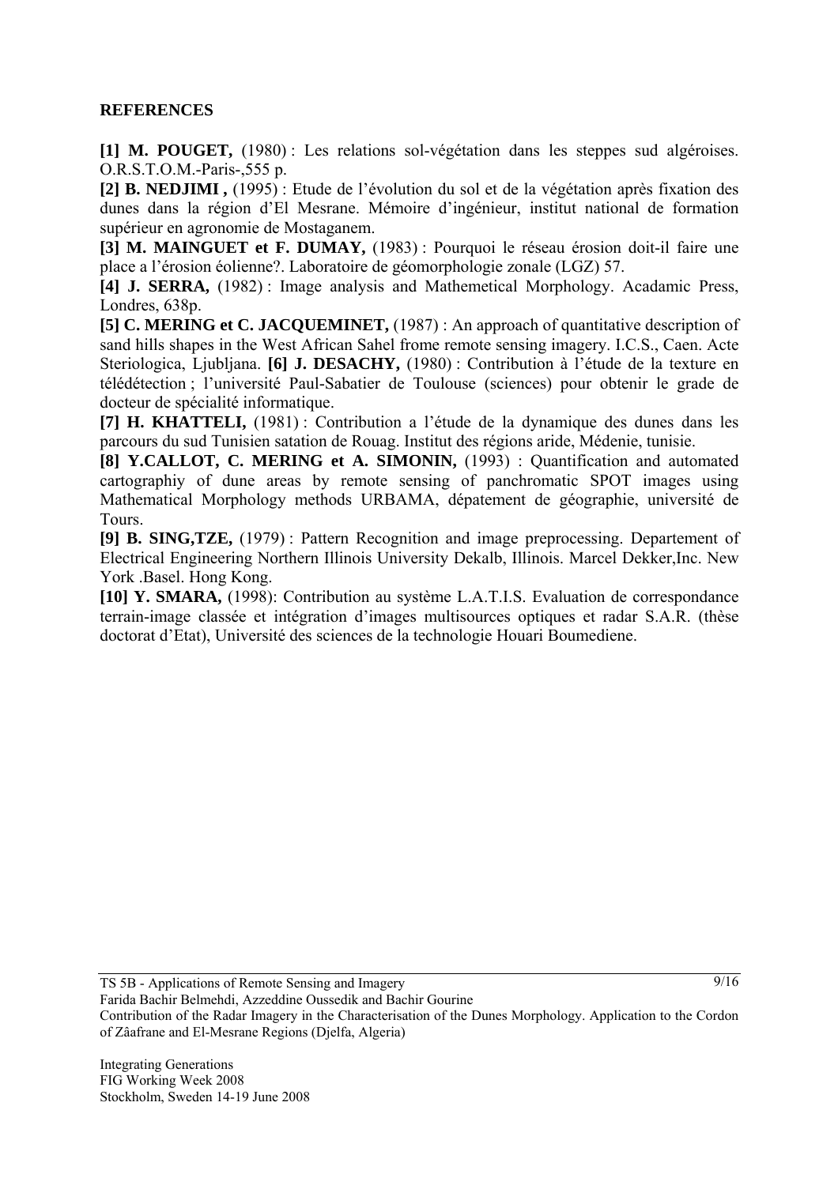**REFERENCES**

**[1] M. POUGET,** (1980) : Les relations sol-végétation dans les steppes sud algéroises. O.R.S.T.O.M.-Paris-,555 p.

**[2] B. NEDJIMI ,** (1995) : Etude de l'évolution du sol et de la végétation après fixation des dunes dans la région d'El Mesrane. Mémoire d'ingénieur, institut national de formation supérieur en agronomie de Mostaganem.

**[3] M. MAINGUET et F. DUMAY,** (1983) : Pourquoi le réseau érosion doit-il faire une place a l'érosion éolienne?. Laboratoire de géomorphologie zonale (LGZ) 57.

**[4] J. SERRA,** (1982) : Image analysis and Mathemetical Morphology. Acadamic Press, Londres, 638p.

**[5] C. MERING et C. JACQUEMINET,** (1987) : An approach of quantitative description of sand hills shapes in the West African Sahel frome remote sensing imagery. I.C.S., Caen. Acte Steriologica, Ljubljana. **[6] J. DESACHY,** (1980) : Contribution à l'étude de la texture en télédétection ; l'université Paul-Sabatier de Toulouse (sciences) pour obtenir le grade de docteur de spécialité informatique.

**[7] H. KHATTELI,** (1981) : Contribution a l'étude de la dynamique des dunes dans les parcours du sud Tunisien satation de Rouag. Institut des régions aride, Médenie, tunisie.

**[8] Y.CALLOT, C. MERING et A. SIMONIN,** (1993) : Quantification and automated cartographiy of dune areas by remote sensing of panchromatic SPOT images using Mathematical Morphology methods URBAMA, dépatement de géographie, université de Tours.

**[9] B. SING,TZE,** (1979) : Pattern Recognition and image preprocessing. Departement of Electrical Engineering Northern Illinois University Dekalb, Illinois. Marcel Dekker,Inc. New York .Basel. Hong Kong.

**[10] Y. SMARA,** (1998): Contribution au système L.A.T.I.S. Evaluation de correspondance terrain-image classée et intégration d'images multisources optiques et radar S.A.R. (thèse doctorat d'Etat), Université des sciences de la technologie Houari Boumediene.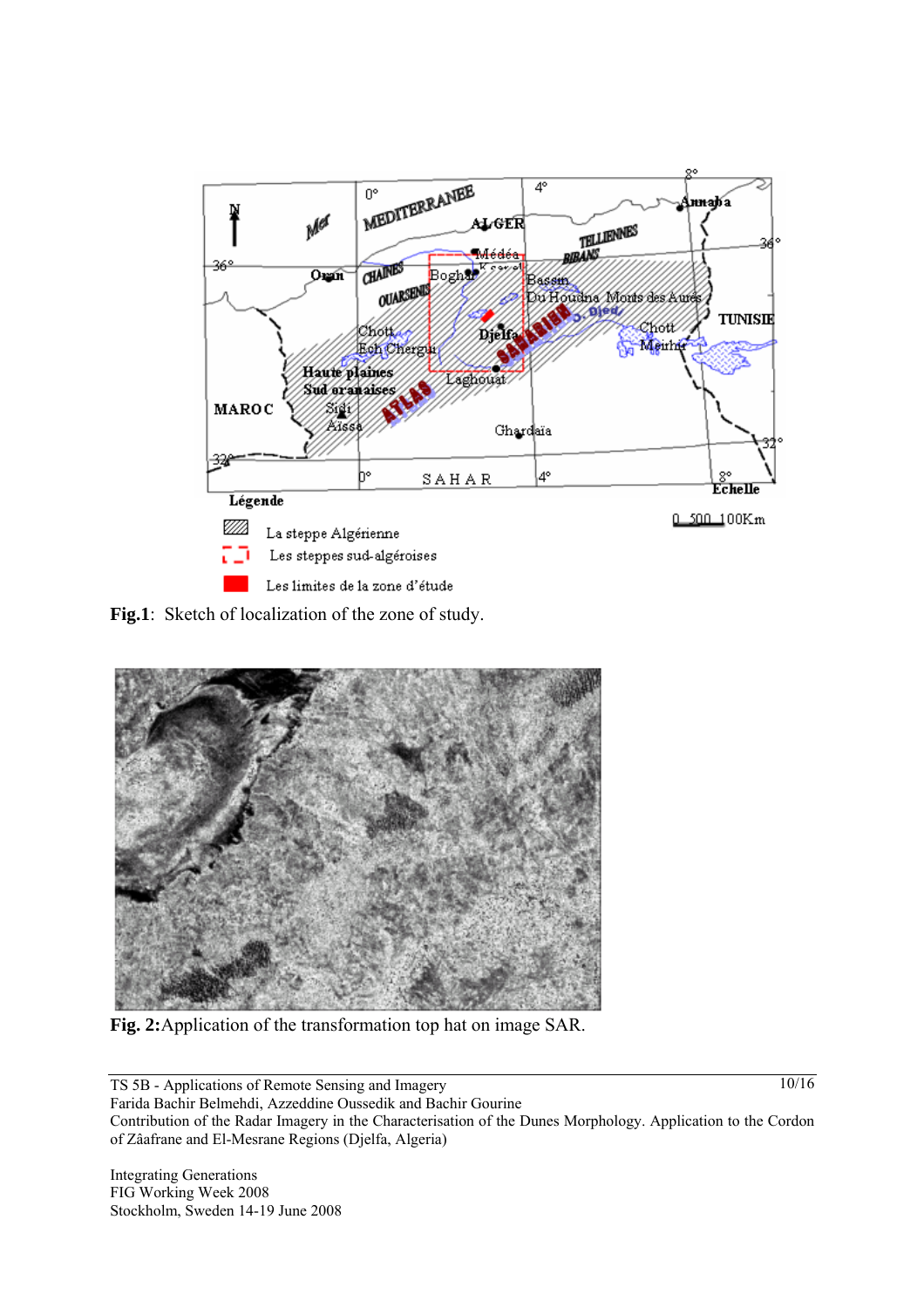**Fig.1**: Sketch of localization of the zone of study.

**Fig. 2:**Application of the transformation top hat on image SAR.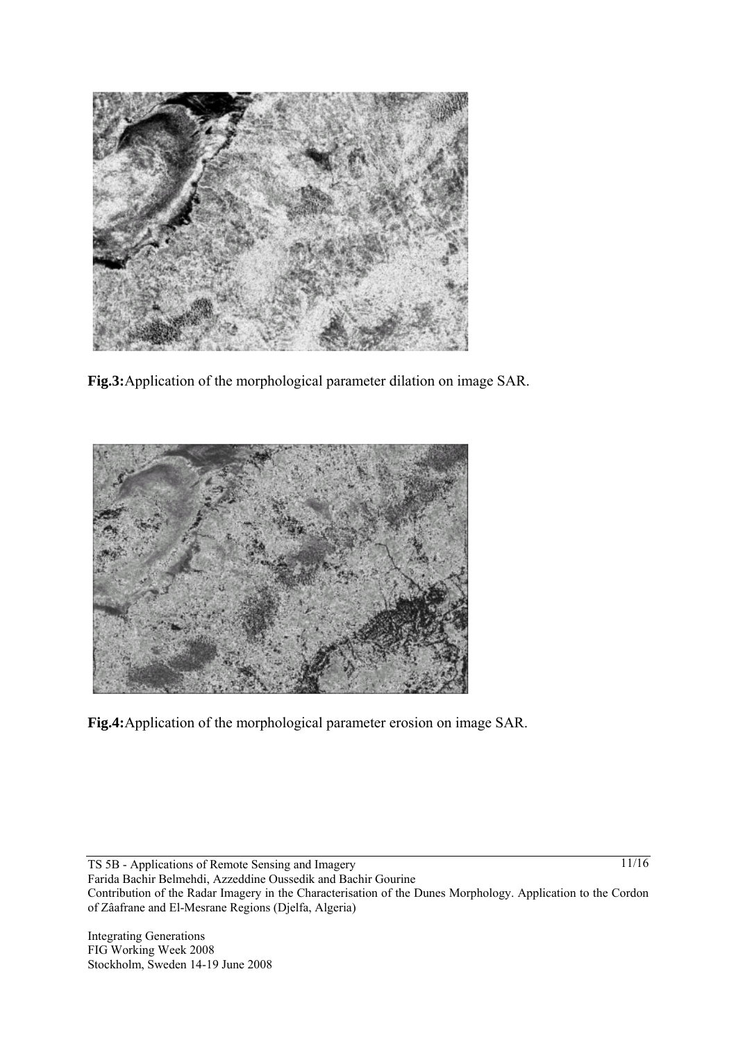**Fig.3:**Application of the morphological parameter dilation on image SAR.

**Fig.4:**Application of the morphological parameter erosion on image SAR.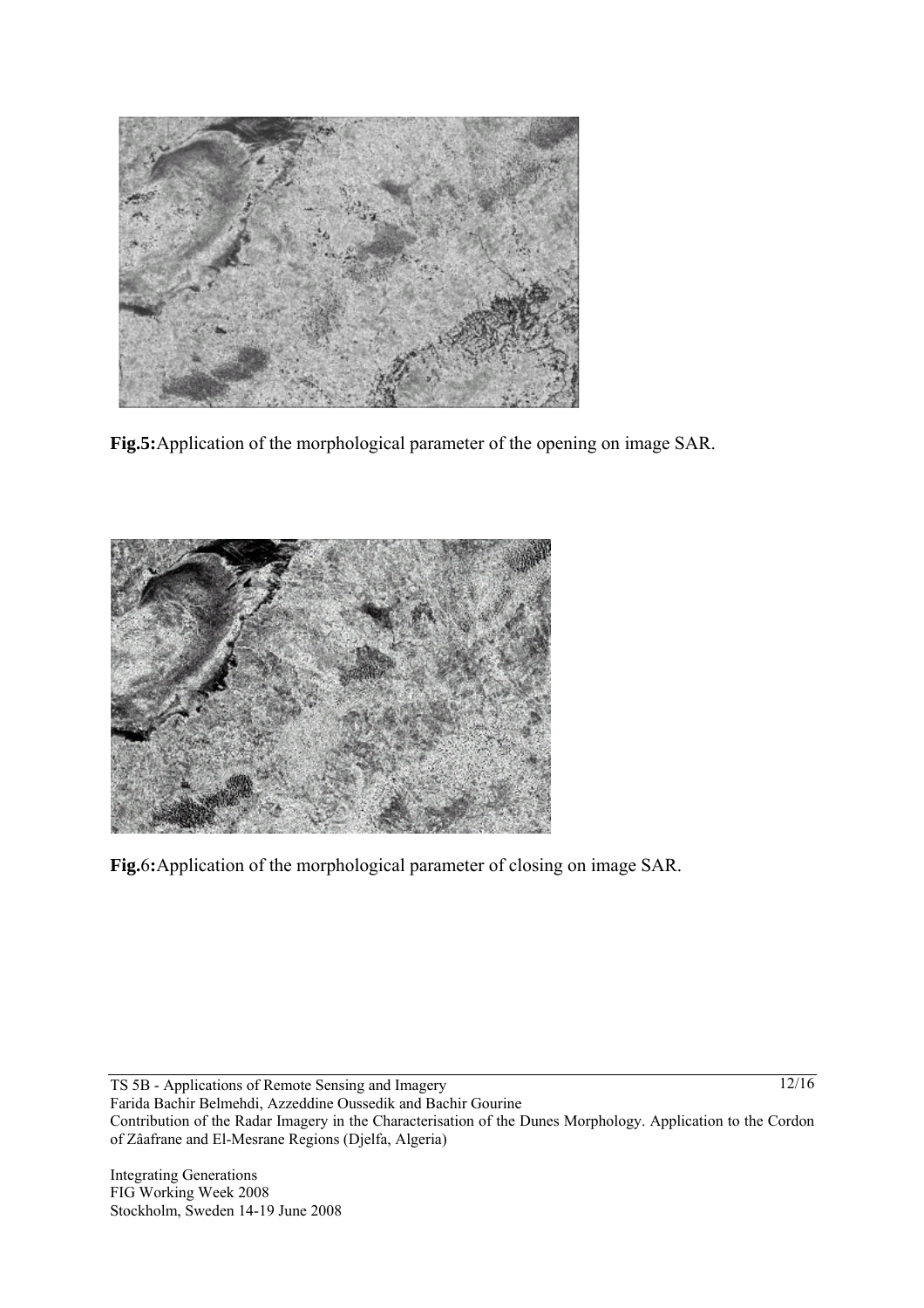**Fig.5:**Application of the morphological parameter of the opening on image SAR.

**Fig.**6**:**Application of the morphological parameter of closing on image SAR.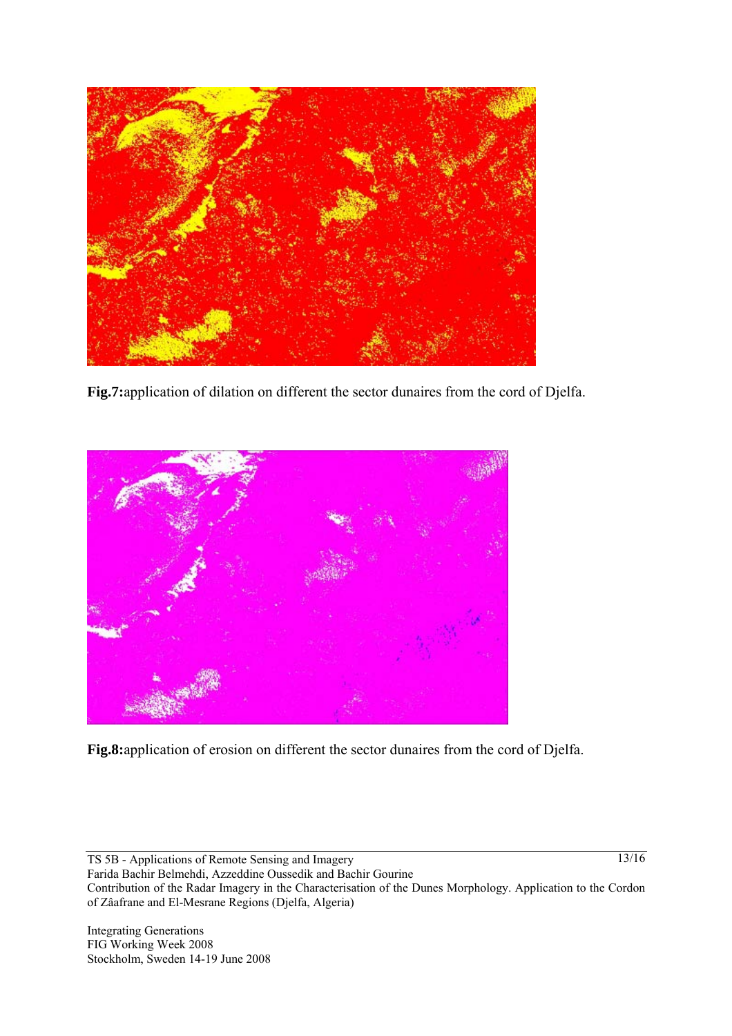**Fig.7:**application of dilation on different the sector dunaires from the cord of Djelfa.

**Fig.8:**application of erosion on different the sector dunaires from the cord of Djelfa.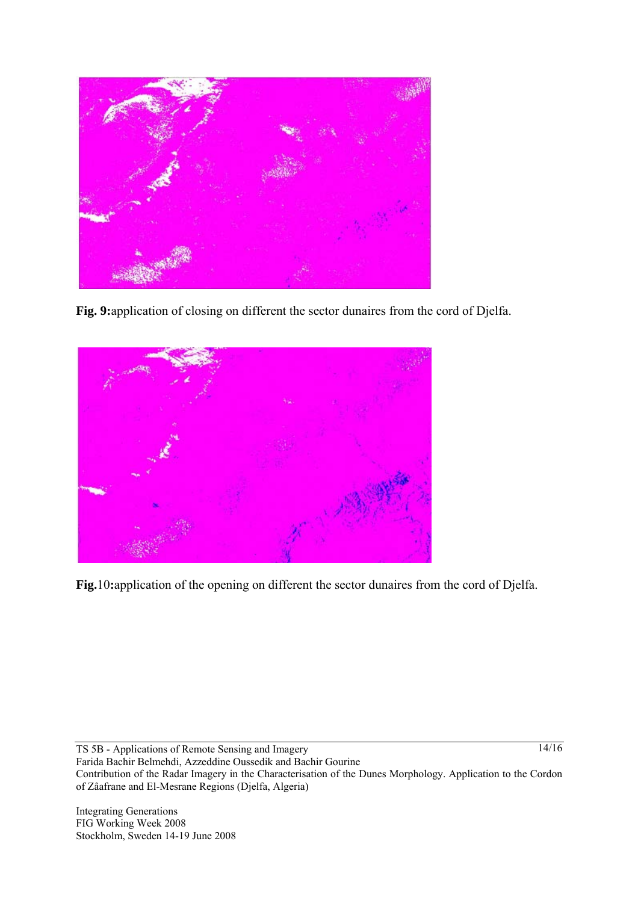**Fig. 9:**application of closing on different the sector dunaires from the cord of Djelfa.

**Fig.**10**:**application of the opening on different the sector dunaires from the cord of Djelfa.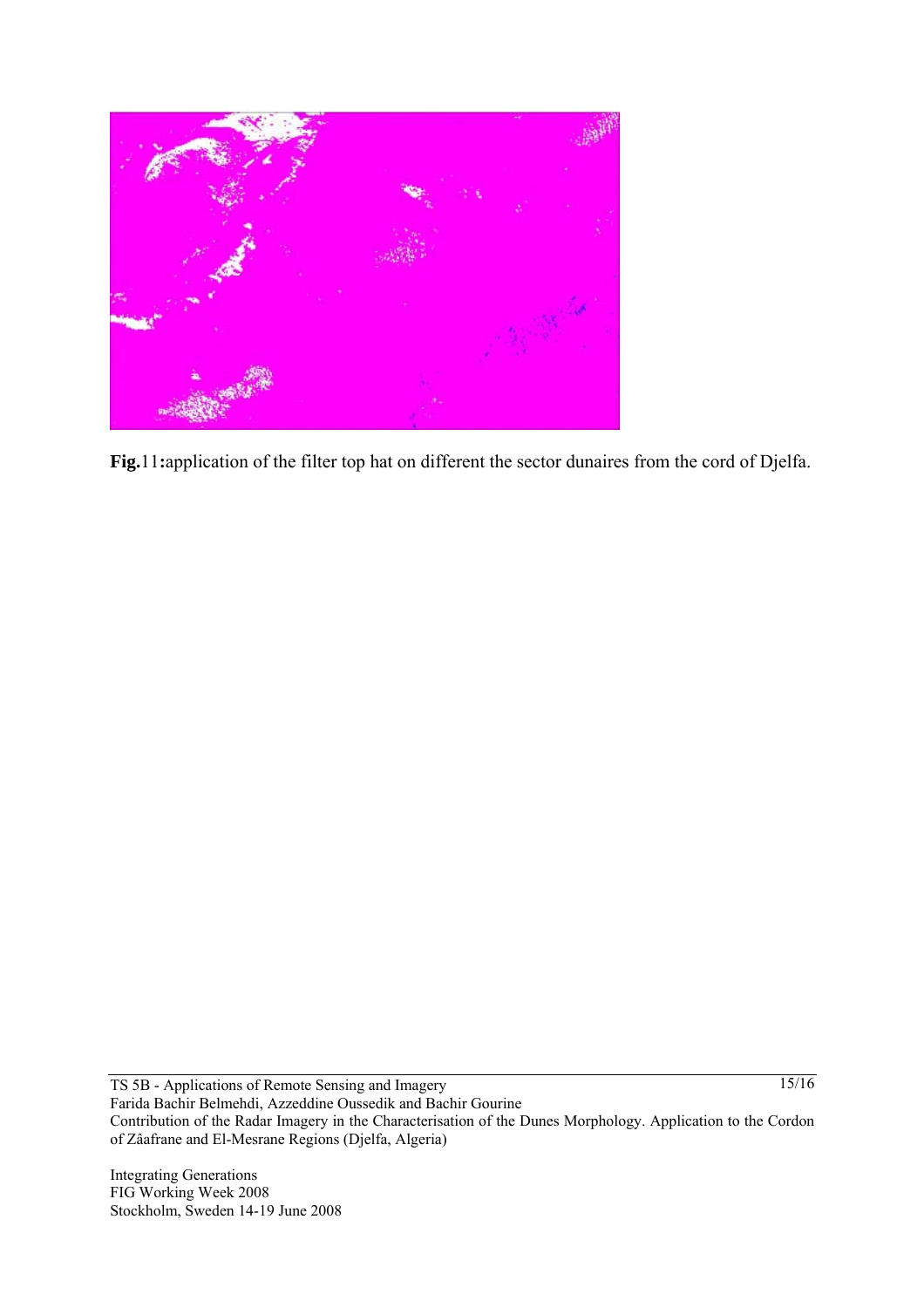**Fig.**11**:**application of the filter top hat on different the sector dunaires from the cord of Djelfa.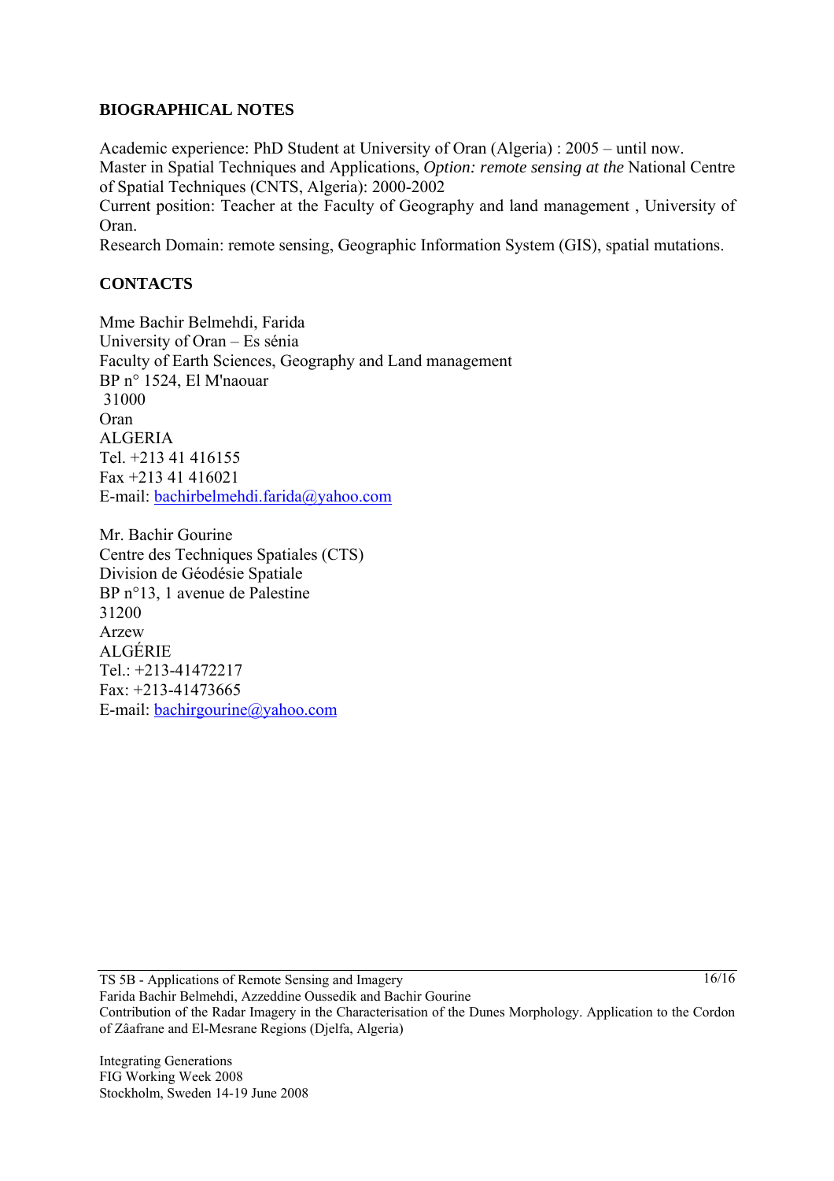## BIOGRAPHICAL NOTES

Academic experience: PhD Student at University of Oran (Algeria) : 2005 – until now.
Master in Spatial Techniques and Applications, *Option: remote sensing at the* National Centre of Spatial Techniques (CNTS, Algeria): 2000-2002
Current position: Teacher at the Faculty of Geography and land management , University of Oran.
Research Domain: remote sensing, Geographic Information System (GIS), spatial mutations.

## CONTACTS

Mme Bachir Belmehdi, Farida
University of Oran – Es sénia
Faculty of Earth Sciences, Geography and Land management
BP n° 1524, El M'naouar
31000
Oran
ALGERIA
Tel. +213 41 416155
Fax +213 41 416021
E-mail: bachirbelmehdi.farida@yahoo.com

Mr. Bachir Gourine
Centre des Techniques Spatiales (CTS)
Division de Géodésie Spatiale
BP n°13, 1 avenue de Palestine
31200
Arzew
ALGÉRIE
Tel.: +213-41472217
Fax: +213-41473665
E-mail: bachirgourine@yahoo.com